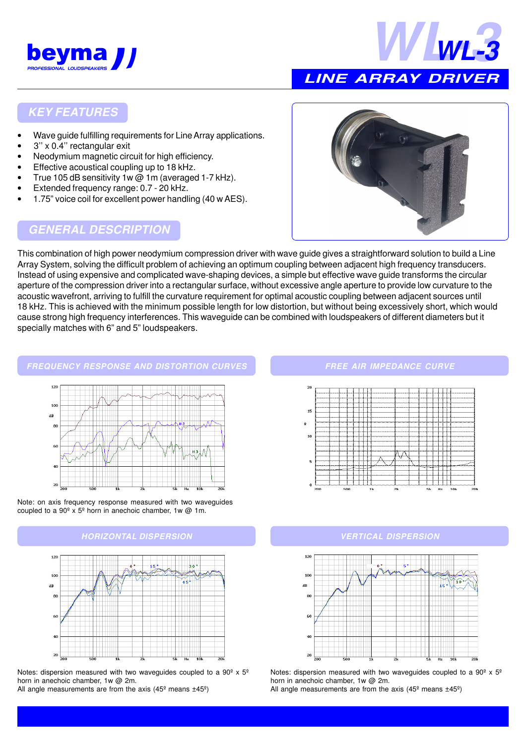# WL-3

## LINE ARRAY DRIVER

## KEY FEATURES

- Wave guide fulfilling requirements for Line Array applications.
- 3'' x 0.4'' rectangular exit
- Neodymium magnetic circuit for high efficiency.
- Effective acoustical coupling up to 18 kHz.
- True 105 dB sensitivity 1w @ 1m (averaged 1-7 kHz).
- Extended frequency range: 0.7 - 20 kHz.
- 1.75'' voice coil for excellent power handling (40 w AES).

## GENERAL DESCRIPTION

This combination of high power neodymium compression driver with wave guide gives a straightforward solution to build a Line Array System, solving the difficult problem of achieving an optimum coupling between adjacent high frequency transducers. Instead of using expensive and complicated wave-shaping devices, a simple but effective wave guide transforms the circular aperture of the compression driver into a rectangular surface, without excessive angle aperture to provide low curvature to the acoustic wavefront, arriving to fulfill the curvature requirement for optimal acoustic coupling between adjacent sources until 18 kHz. This is achieved with the minimum possible length for low distortion, but without being excessively short, which would cause strong high frequency interferences. This waveguide can be combined with loudspeakers of different diameters but it specially matches with 6" and 5" loudspeakers.

## FREQUENCY RESPONSE AND DISTORTION CURVES

Note: on axis frequency response measured with two waveguides coupled to a 90º x 5º horn in anechoic chamber, 1w @ 1m.

## FREE AIR IMPEDANCE CURVE

## HORIZONTAL DISPERSION

Notes: dispersion measured with two waveguides coupled to a 90º x 5º horn in anechoic chamber, 1w @ 2m.
All angle measurements are from the axis (45º means ±45º)

## VERTICAL DISPERSION

Notes: dispersion measured with two waveguides coupled to a 90º x 5º horn in anechoic chamber, 1w @ 2m.
All angle measurements are from the axis (45º means ±45º)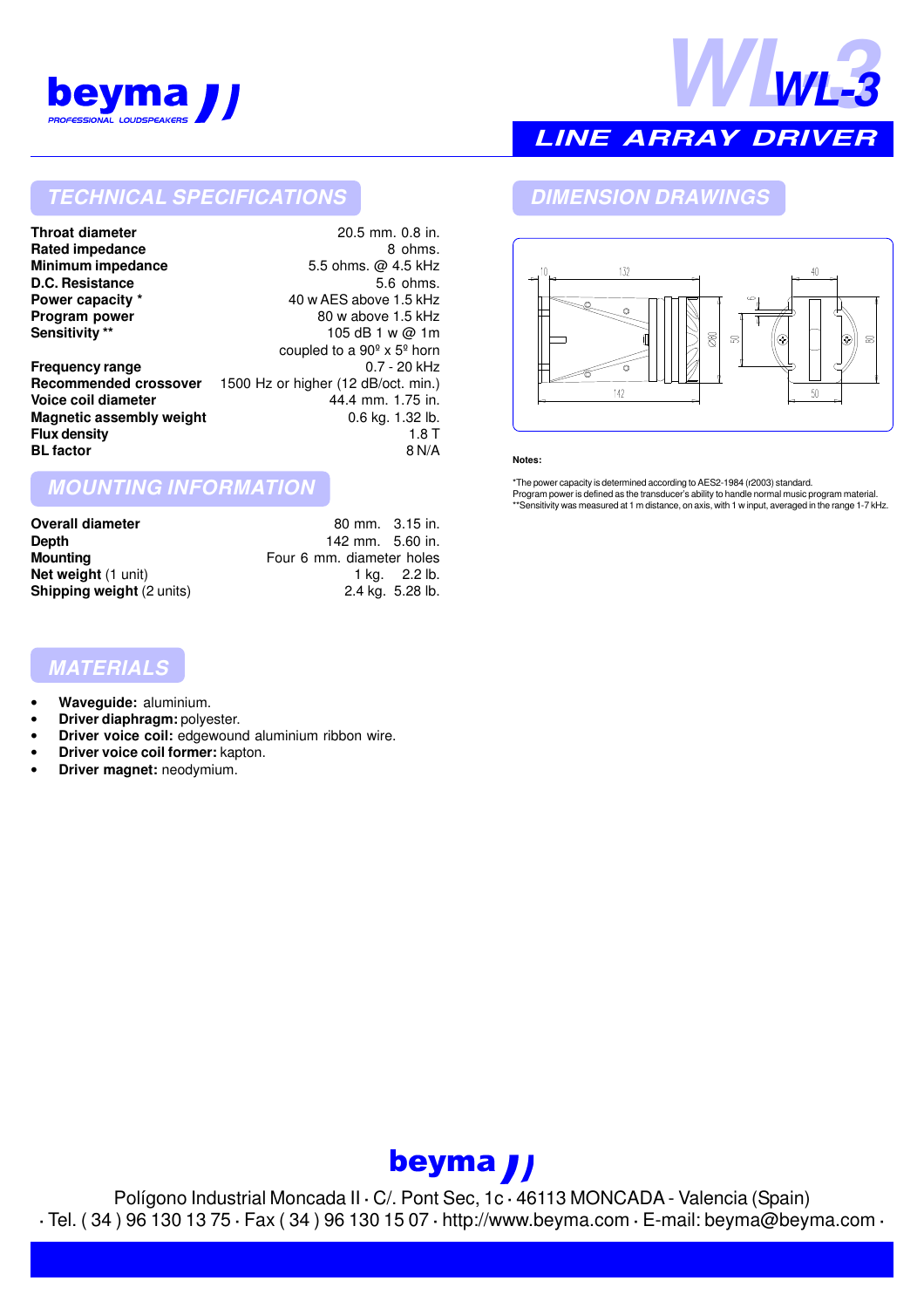beyma
PROFESSIONAL LOUDSPEAKERS

# WL-3

## LINE ARRAY DRIVER

## TECHNICAL SPECIFICATIONS

| | |
|---|---|
| **Throat diameter** | 20.5 mm. 0.8 in. |
| **Rated impedance** | 8 ohms. |
| **Minimum impedance** | 5.5 ohms. @ 4.5 kHz |
| **D.C. Resistance** | 5.6 ohms. |
| **Power capacity** * | 40 w AES above 1.5 kHz |
| **Program power** | 80 w above 1.5 kHz |
| **Sensitivity** ** | 105 dB 1 w @ 1m coupled to a 90º x 5º horn |
| **Frequency range** | 0.7 - 20 kHz |
| **Recommended crossover** | 1500 Hz or higher (12 dB/oct. min.) |
| **Voice coil diameter** | 44.4 mm. 1.75 in. |
| **Magnetic assembly weight** | 0.6 kg. 1.32 lb. |
| **Flux density** | 1.8 T |
| **BL factor** | 8 N/A |

## MOUNTING INFORMATION

| | |
|---|---|
| **Overall diameter** | 80 mm. 3.15 in. |
| **Depth** | 142 mm. 5.60 in. |
| **Mounting** | Four 6 mm. diameter holes |
| **Net weight** (1 unit) | 1 kg. 2.2 lb. |
| **Shipping weight** (2 units) | 2.4 kg. 5.28 lb. |

## MATERIALS

- **Waveguide:** aluminium.
- **Driver diaphragm:** polyester.
- **Driver voice coil:** edgewound aluminium ribbon wire.
- **Driver voice coil former:** kapton.
- **Driver magnet:** neodymium.

## DIMENSION DRAWINGS

10
132
142
Ø80
50
6
40
80
50

**Notes:**

*The power capacity is determined according to AES2-1984 (r2003) standard.
Program power is defined as the transducer's ability to handle normal music program material.
**Sensitivity was measured at 1 m distance, on axis, with 1 w input, averaged in the range 1-7 kHz.

beyma

Polígono Industrial Moncada II · C/. Pont Sec, 1c · 46113 MONCADA - Valencia (Spain)
· Tel. ( 34 ) 96 130 13 75 · Fax ( 34 ) 96 130 15 07 · http://www.beyma.com · E-mail: beyma@beyma.com ·